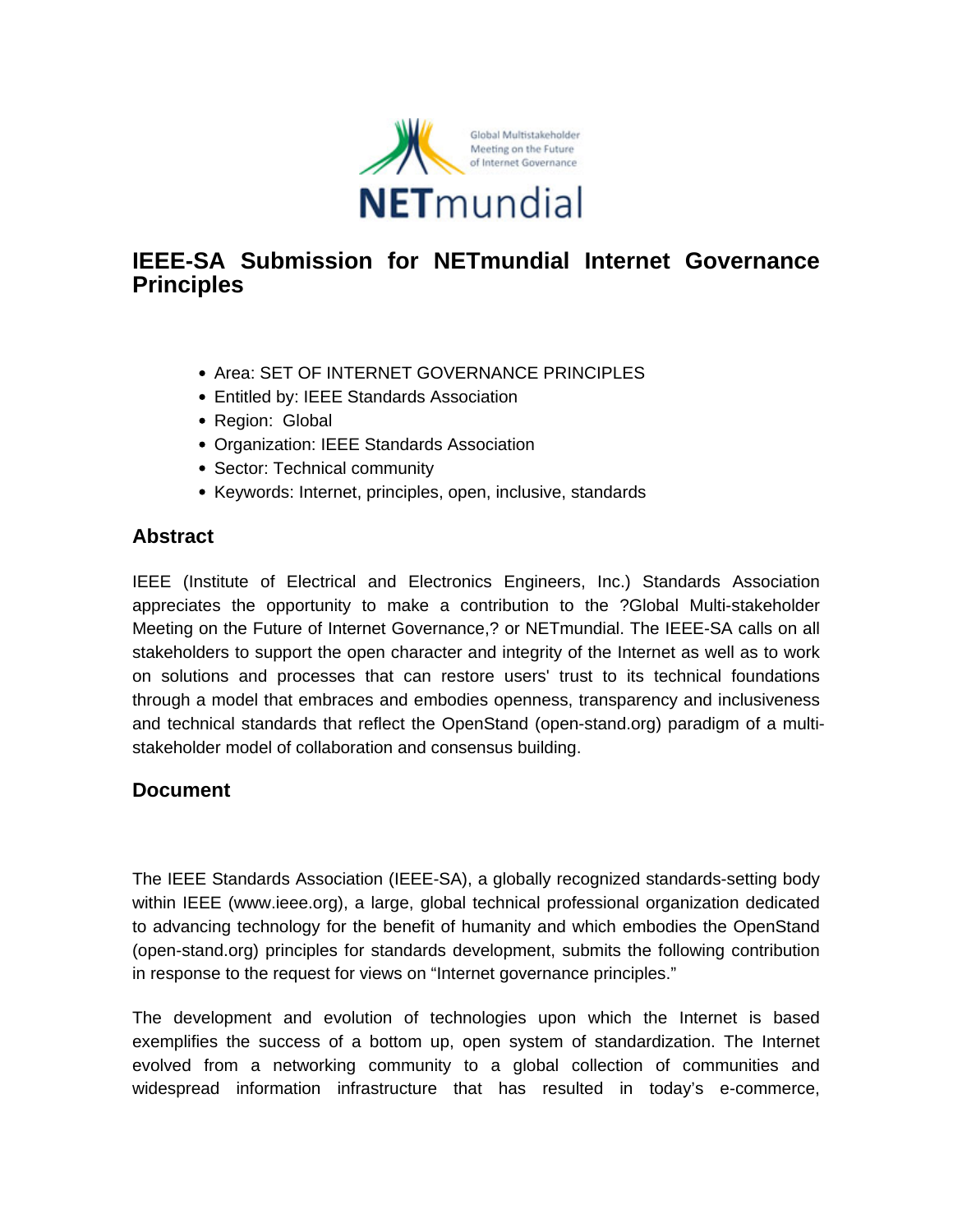# IEEE-SA Submission for NETmundial Internet Governance Principles

- Area: SET OF INTERNET GOVERNANCE PRINCIPLES
- Entitled by: IEEE Standards Association
- Region: Global
- Organization: IEEE Standards Association
- Sector: Technical community
- Keywords: Internet, principles, open, inclusive, standards

## Abstract

IEEE (Institute of Electrical and Electronics Engineers, Inc.) Standards Association appreciates the opportunity to make a contribution to the ?Global Multi-stakeholder Meeting on the Future of Internet Governance,? or NETmundial. The IEEE-SA calls on all stakeholders to support the open character and integrity of the Internet as well as to work on solutions and processes that can restore users' trust to its technical foundations through a model that embraces and embodies openness, transparency and inclusiveness and technical standards that reflect the OpenStand (open-stand.org) paradigm of a multi-stakeholder model of collaboration and consensus building.

## Document

The IEEE Standards Association (IEEE-SA), a globally recognized standards-setting body within IEEE (www.ieee.org), a large, global technical professional organization dedicated to advancing technology for the benefit of humanity and which embodies the OpenStand (open-stand.org) principles for standards development, submits the following contribution in response to the request for views on "Internet governance principles."

The development and evolution of technologies upon which the Internet is based exemplifies the success of a bottom up, open system of standardization. The Internet evolved from a networking community to a global collection of communities and widespread information infrastructure that has resulted in today's e-commerce,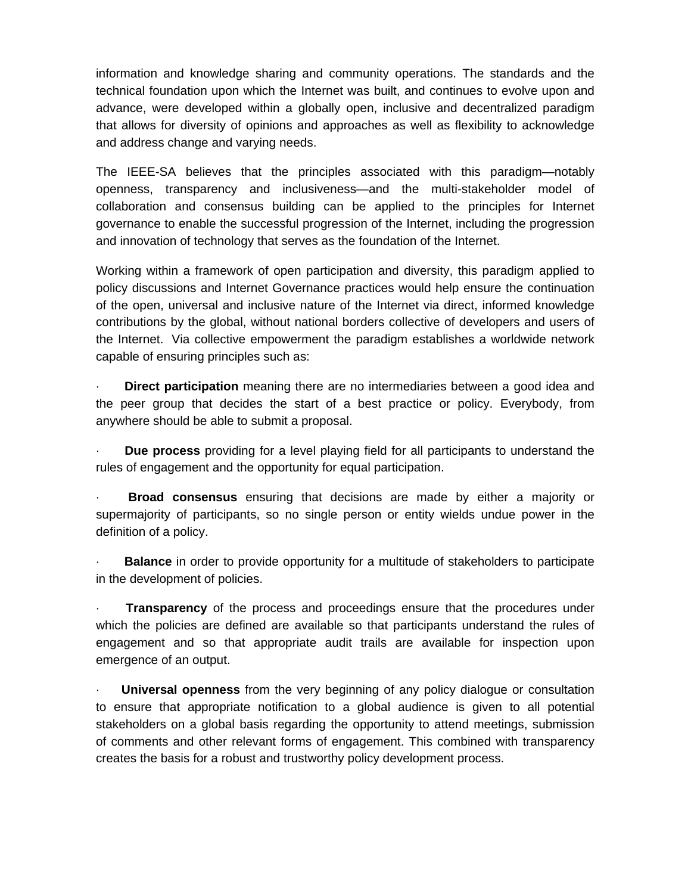information and knowledge sharing and community operations. The standards and the technical foundation upon which the Internet was built, and continues to evolve upon and advance, were developed within a globally open, inclusive and decentralized paradigm that allows for diversity of opinions and approaches as well as flexibility to acknowledge and address change and varying needs.

The IEEE-SA believes that the principles associated with this paradigm—notably openness, transparency and inclusiveness—and the multi-stakeholder model of collaboration and consensus building can be applied to the principles for Internet governance to enable the successful progression of the Internet, including the progression and innovation of technology that serves as the foundation of the Internet.

Working within a framework of open participation and diversity, this paradigm applied to policy discussions and Internet Governance practices would help ensure the continuation of the open, universal and inclusive nature of the Internet via direct, informed knowledge contributions by the global, without national borders collective of developers and users of the Internet. Via collective empowerment the paradigm establishes a worldwide network capable of ensuring principles such as:

- **Direct participation** meaning there are no intermediaries between a good idea and the peer group that decides the start of a best practice or policy. Everybody, from anywhere should be able to submit a proposal.

- **Due process** providing for a level playing field for all participants to understand the rules of engagement and the opportunity for equal participation.

- **Broad consensus** ensuring that decisions are made by either a majority or supermajority of participants, so no single person or entity wields undue power in the definition of a policy.

- **Balance** in order to provide opportunity for a multitude of stakeholders to participate in the development of policies.

- **Transparency** of the process and proceedings ensure that the procedures under which the policies are defined are available so that participants understand the rules of engagement and so that appropriate audit trails are available for inspection upon emergence of an output.

- **Universal openness** from the very beginning of any policy dialogue or consultation to ensure that appropriate notification to a global audience is given to all potential stakeholders on a global basis regarding the opportunity to attend meetings, submission of comments and other relevant forms of engagement. This combined with transparency creates the basis for a robust and trustworthy policy development process.